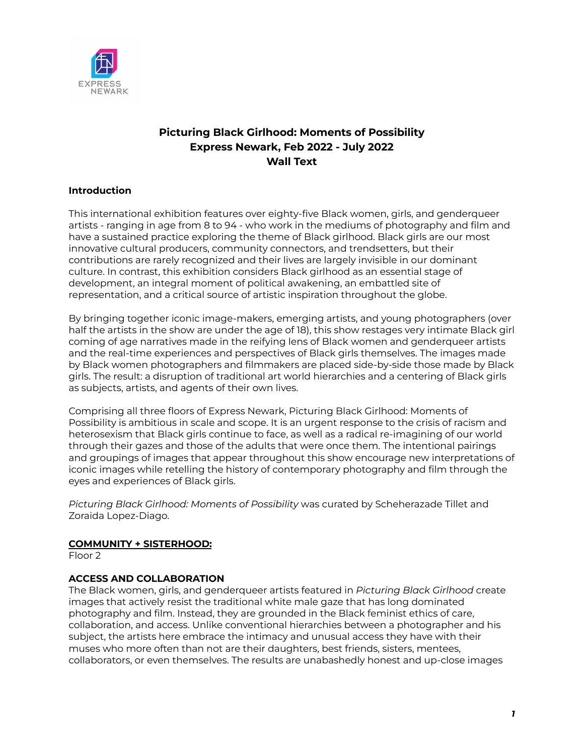# Picturing Black Girlhood: Moments of Possibility
## Express Newark, Feb 2022 - July 2022
## Wall Text

### Introduction

This international exhibition features over eighty-five Black women, girls, and genderqueer artists - ranging in age from 8 to 94 - who work in the mediums of photography and film and have a sustained practice exploring the theme of Black girlhood. Black girls are our most innovative cultural producers, community connectors, and trendsetters, but their contributions are rarely recognized and their lives are largely invisible in our dominant culture. In contrast, this exhibition considers Black girlhood as an essential stage of development, an integral moment of political awakening, an embattled site of representation, and a critical source of artistic inspiration throughout the globe.

By bringing together iconic image-makers, emerging artists, and young photographers (over half the artists in the show are under the age of 18), this show restages very intimate Black girl coming of age narratives made in the reifying lens of Black women and genderqueer artists and the real-time experiences and perspectives of Black girls themselves. The images made by Black women photographers and filmmakers are placed side-by-side those made by Black girls. The result: a disruption of traditional art world hierarchies and a centering of Black girls as subjects, artists, and agents of their own lives.

Comprising all three floors of Express Newark, Picturing Black Girlhood: Moments of Possibility is ambitious in scale and scope. It is an urgent response to the crisis of racism and heterosexism that Black girls continue to face, as well as a radical re-imagining of our world through their gazes and those of the adults that were once them. The intentional pairings and groupings of images that appear throughout this show encourage new interpretations of iconic images while retelling the history of contemporary photography and film through the eyes and experiences of Black girls.

*Picturing Black Girlhood: Moments of Possibility* was curated by Scheherazade Tillet and Zoraida Lopez-Diago.

### COMMUNITY + SISTERHOOD:

Floor 2

### ACCESS AND COLLABORATION

The Black women, girls, and genderqueer artists featured in *Picturing Black Girlhood* create images that actively resist the traditional white male gaze that has long dominated photography and film. Instead, they are grounded in the Black feminist ethics of care, collaboration, and access. Unlike conventional hierarchies between a photographer and his subject, the artists here embrace the intimacy and unusual access they have with their muses who more often than not are their daughters, best friends, sisters, mentees, collaborators, or even themselves. The results are unabashedly honest and up-close images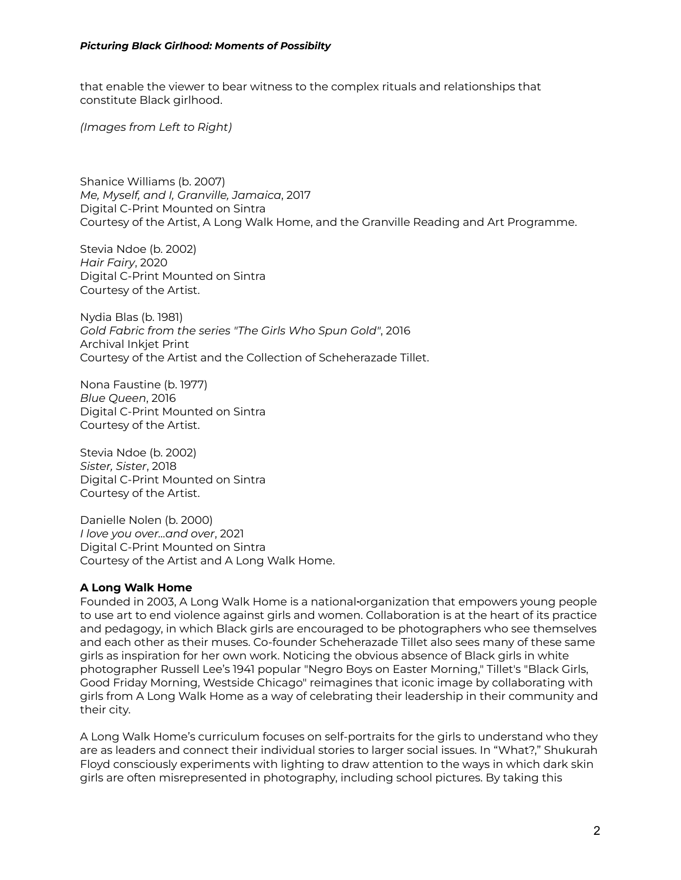that enable the viewer to bear witness to the complex rituals and relationships that constitute Black girlhood.

*(Images from Left to Right)*

Shanice Williams (b. 2007)
*Me, Myself, and I, Granville, Jamaica*, 2017
Digital C-Print Mounted on Sintra
Courtesy of the Artist, A Long Walk Home, and the Granville Reading and Art Programme.

Stevia Ndoe (b. 2002)
*Hair Fairy*, 2020
Digital C-Print Mounted on Sintra
Courtesy of the Artist.

Nydia Blas (b. 1981)
*Gold Fabric from the series "The Girls Who Spun Gold"*, 2016
Archival Inkjet Print
Courtesy of the Artist and the Collection of Scheherazade Tillet.

Nona Faustine (b. 1977)
*Blue Queen*, 2016
Digital C-Print Mounted on Sintra
Courtesy of the Artist.

Stevia Ndoe (b. 2002)
*Sister, Sister*, 2018
Digital C-Print Mounted on Sintra
Courtesy of the Artist.

Danielle Nolen (b. 2000)
*I love you over...and over*, 2021
Digital C-Print Mounted on Sintra
Courtesy of the Artist and A Long Walk Home.

**A Long Walk Home**

Founded in 2003, A Long Walk Home is a national-organization that empowers young people to use art to end violence against girls and women. Collaboration is at the heart of its practice and pedagogy, in which Black girls are encouraged to be photographers who see themselves and each other as their muses. Co-founder Scheherazade Tillet also sees many of these same girls as inspiration for her own work. Noticing the obvious absence of Black girls in white photographer Russell Lee's 1941 popular "Negro Boys on Easter Morning," Tillet's "Black Girls, Good Friday Morning, Westside Chicago" reimagines that iconic image by collaborating with girls from A Long Walk Home as a way of celebrating their leadership in their community and their city.

A Long Walk Home's curriculum focuses on self-portraits for the girls to understand who they are as leaders and connect their individual stories to larger social issues. In "What?," Shukurah Floyd consciously experiments with lighting to draw attention to the ways in which dark skin girls are often misrepresented in photography, including school pictures. By taking this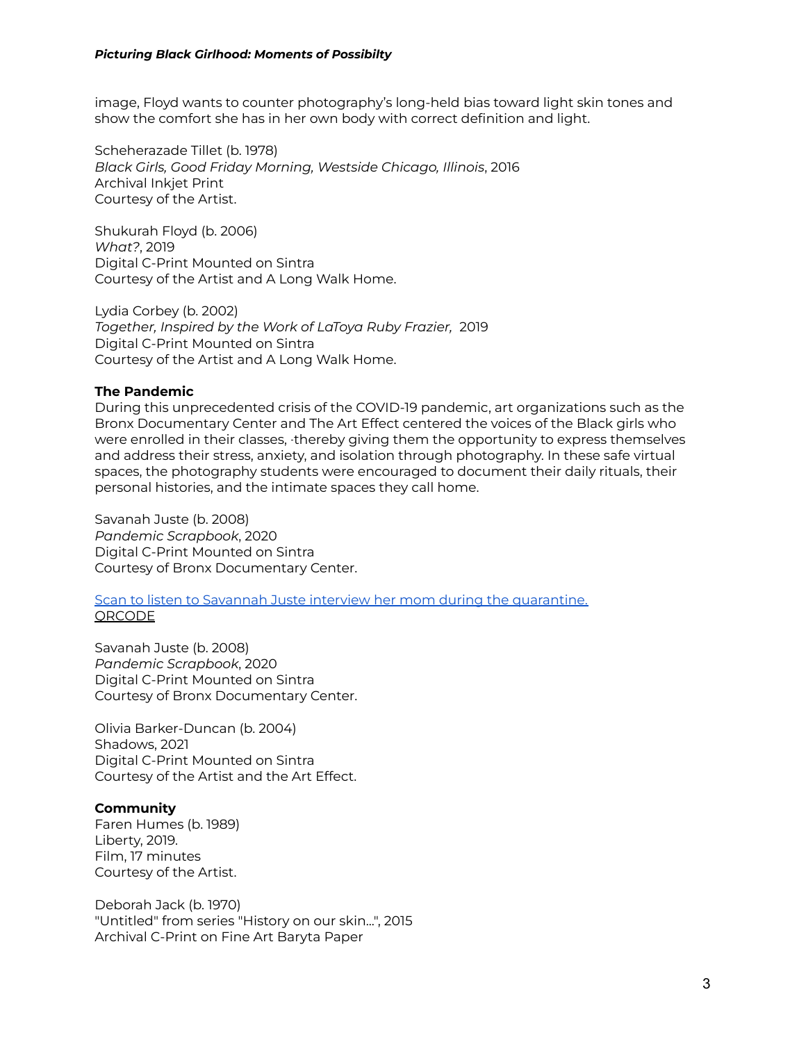image, Floyd wants to counter photography's long-held bias toward light skin tones and show the comfort she has in her own body with correct definition and light.

Scheherazade Tillet (b. 1978)
*Black Girls, Good Friday Morning, Westside Chicago, Illinois*, 2016
Archival Inkjet Print
Courtesy of the Artist.

Shukurah Floyd (b. 2006)
*What?*, 2019
Digital C-Print Mounted on Sintra
Courtesy of the Artist and A Long Walk Home.

Lydia Corbey (b. 2002)
*Together, Inspired by the Work of LaToya Ruby Frazier,* 2019
Digital C-Print Mounted on Sintra
Courtesy of the Artist and A Long Walk Home.

**The Pandemic**
During this unprecedented crisis of the COVID-19 pandemic, art organizations such as the Bronx Documentary Center and The Art Effect centered the voices of the Black girls who were enrolled in their classes, thereby giving them the opportunity to express themselves and address their stress, anxiety, and isolation through photography. In these safe virtual spaces, the photography students were encouraged to document their daily rituals, their personal histories, and the intimate spaces they call home.

Savanah Juste (b. 2008)
*Pandemic Scrapbook*, 2020
Digital C-Print Mounted on Sintra
Courtesy of Bronx Documentary Center.

Scan to listen to Savannah Juste interview her mom during the quarantine.
QRCODE

Savanah Juste (b. 2008)
*Pandemic Scrapbook*, 2020
Digital C-Print Mounted on Sintra
Courtesy of Bronx Documentary Center.

Olivia Barker-Duncan (b. 2004)
Shadows, 2021
Digital C-Print Mounted on Sintra
Courtesy of the Artist and the Art Effect.

**Community**
Faren Humes (b. 1989)
Liberty, 2019.
Film, 17 minutes
Courtesy of the Artist.

Deborah Jack (b. 1970)
"Untitled" from series "History on our skin...", 2015
Archival C-Print on Fine Art Baryta Paper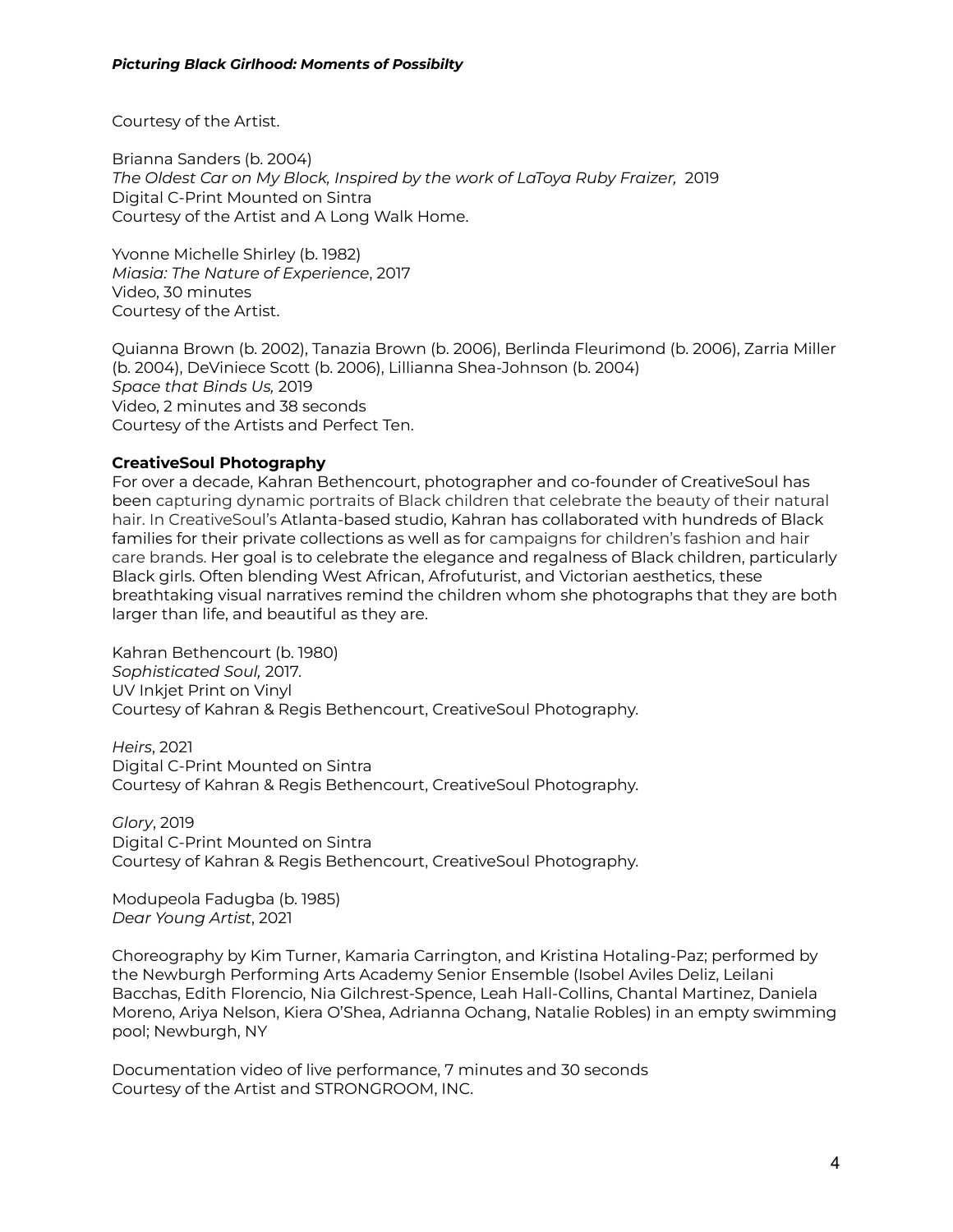Courtesy of the Artist.

Brianna Sanders (b. 2004)
*The Oldest Car on My Block, Inspired by the work of LaToya Ruby Fraizer,* 2019
Digital C-Print Mounted on Sintra
Courtesy of the Artist and A Long Walk Home.

Yvonne Michelle Shirley (b. 1982)
*Miasia: The Nature of Experience*, 2017
Video, 30 minutes
Courtesy of the Artist.

Quianna Brown (b. 2002), Tanazia Brown (b. 2006), Berlinda Fleurimond (b. 2006), Zarria Miller (b. 2004), DeViniece Scott (b. 2006), Lillianna Shea-Johnson (b. 2004)
*Space that Binds Us,* 2019
Video, 2 minutes and 38 seconds
Courtesy of the Artists and Perfect Ten.

**CreativeSoul Photography**
For over a decade, Kahran Bethencourt, photographer and co-founder of CreativeSoul has been capturing dynamic portraits of Black children that celebrate the beauty of their natural hair. In CreativeSoul's Atlanta-based studio, Kahran has collaborated with hundreds of Black families for their private collections as well as for campaigns for children's fashion and hair care brands. Her goal is to celebrate the elegance and regalness of Black children, particularly Black girls. Often blending West African, Afrofuturist, and Victorian aesthetics, these breathtaking visual narratives remind the children whom she photographs that they are both larger than life, and beautiful as they are.

Kahran Bethencourt (b. 1980)
*Sophisticated Soul,* 2017.
UV Inkjet Print on Vinyl
Courtesy of Kahran & Regis Bethencourt, CreativeSoul Photography.

*Heirs*, 2021
Digital C-Print Mounted on Sintra
Courtesy of Kahran & Regis Bethencourt, CreativeSoul Photography.

*Glory*, 2019
Digital C-Print Mounted on Sintra
Courtesy of Kahran & Regis Bethencourt, CreativeSoul Photography.

Modupeola Fadugba (b. 1985)
*Dear Young Artist*, 2021

Choreography by Kim Turner, Kamaria Carrington, and Kristina Hotaling-Paz; performed by the Newburgh Performing Arts Academy Senior Ensemble (Isobel Aviles Deliz, Leilani Bacchas, Edith Florencio, Nia Gilchrest-Spence, Leah Hall-Collins, Chantal Martinez, Daniela Moreno, Ariya Nelson, Kiera O'Shea, Adrianna Ochang, Natalie Robles) in an empty swimming pool; Newburgh, NY

Documentation video of live performance, 7 minutes and 30 seconds
Courtesy of the Artist and STRONGROOM, INC.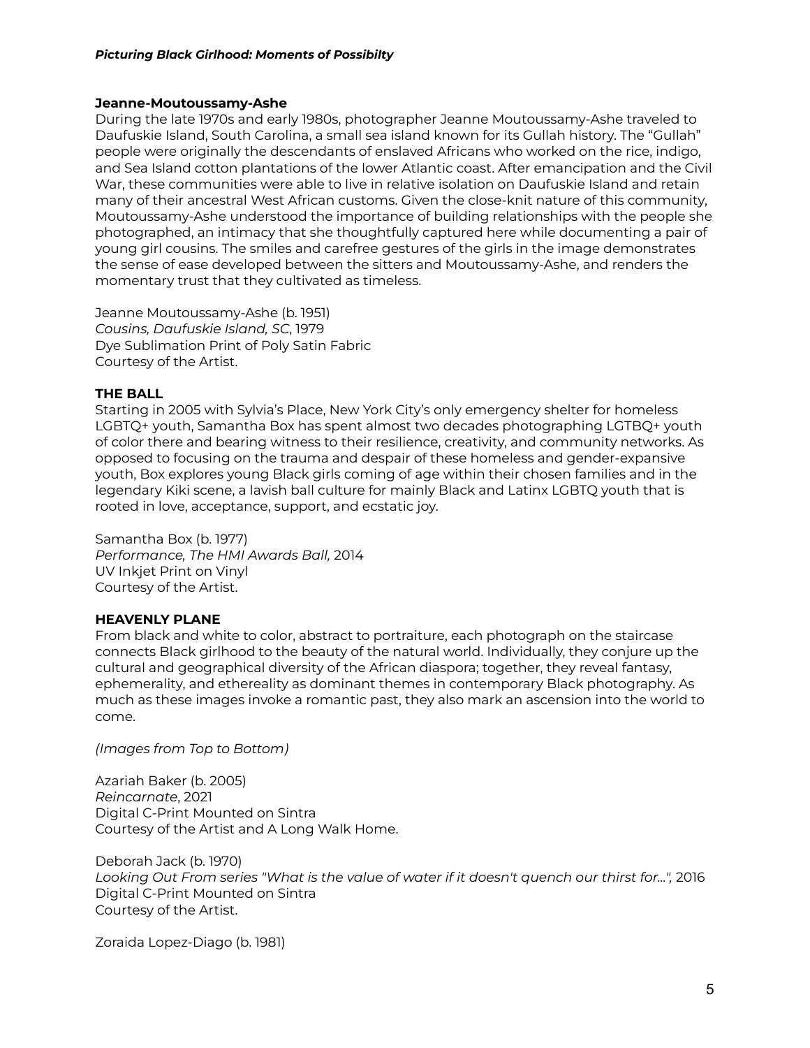**Jeanne-Moutoussamy-Ashe**

During the late 1970s and early 1980s, photographer Jeanne Moutoussamy-Ashe traveled to Daufuskie Island, South Carolina, a small sea island known for its Gullah history. The "Gullah" people were originally the descendants of enslaved Africans who worked on the rice, indigo, and Sea Island cotton plantations of the lower Atlantic coast. After emancipation and the Civil War, these communities were able to live in relative isolation on Daufuskie Island and retain many of their ancestral West African customs. Given the close-knit nature of this community, Moutoussamy-Ashe understood the importance of building relationships with the people she photographed, an intimacy that she thoughtfully captured here while documenting a pair of young girl cousins. The smiles and carefree gestures of the girls in the image demonstrates the sense of ease developed between the sitters and Moutoussamy-Ashe, and renders the momentary trust that they cultivated as timeless.

Jeanne Moutoussamy-Ashe (b. 1951)
*Cousins, Daufuskie Island, SC*, 1979
Dye Sublimation Print of Poly Satin Fabric
Courtesy of the Artist.

**THE BALL**

Starting in 2005 with Sylvia's Place, New York City's only emergency shelter for homeless LGBTQ+ youth, Samantha Box has spent almost two decades photographing LGTBQ+ youth of color there and bearing witness to their resilience, creativity, and community networks. As opposed to focusing on the trauma and despair of these homeless and gender-expansive youth, Box explores young Black girls coming of age within their chosen families and in the legendary Kiki scene, a lavish ball culture for mainly Black and Latinx LGBTQ youth that is rooted in love, acceptance, support, and ecstatic joy.

Samantha Box (b. 1977)
*Performance, The HMI Awards Ball,* 2014
UV Inkjet Print on Vinyl
Courtesy of the Artist.

**HEAVENLY PLANE**

From black and white to color, abstract to portraiture, each photograph on the staircase connects Black girlhood to the beauty of the natural world. Individually, they conjure up the cultural and geographical diversity of the African diaspora; together, they reveal fantasy, ephemerality, and ethereality as dominant themes in contemporary Black photography. As much as these images invoke a romantic past, they also mark an ascension into the world to come.

*(Images from Top to Bottom)*

Azariah Baker (b. 2005)
*Reincarnate*, 2021
Digital C-Print Mounted on Sintra
Courtesy of the Artist and A Long Walk Home.

Deborah Jack (b. 1970)
*Looking Out From series "What is the value of water if it doesn't quench our thirst for...",* 2016
Digital C-Print Mounted on Sintra
Courtesy of the Artist.

Zoraida Lopez-Diago (b. 1981)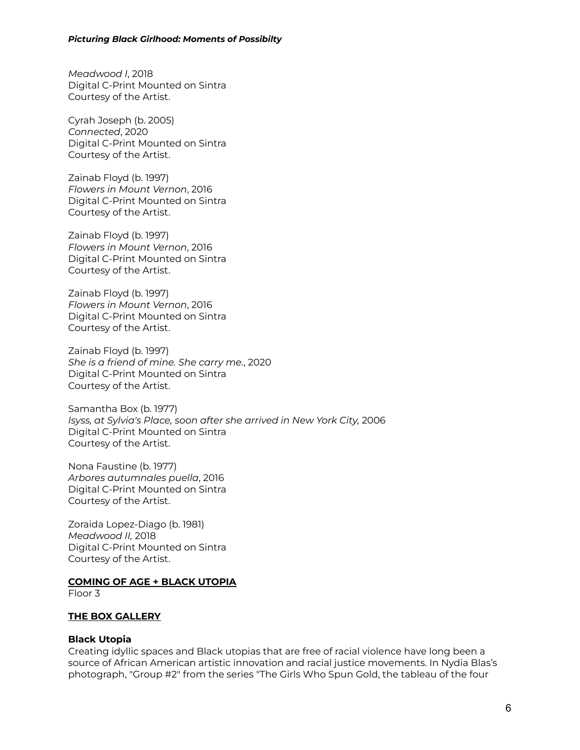*Meadwood I*, 2018
Digital C-Print Mounted on Sintra
Courtesy of the Artist.

Cyrah Joseph (b. 2005)
*Connected*, 2020
Digital C-Print Mounted on Sintra
Courtesy of the Artist.

Zainab Floyd (b. 1997)
*Flowers in Mount Vernon*, 2016
Digital C-Print Mounted on Sintra
Courtesy of the Artist.

Zainab Floyd (b. 1997)
*Flowers in Mount Vernon*, 2016
Digital C-Print Mounted on Sintra
Courtesy of the Artist.

Zainab Floyd (b. 1997)
*Flowers in Mount Vernon*, 2016
Digital C-Print Mounted on Sintra
Courtesy of the Artist.

Zainab Floyd (b. 1997)
*She is a friend of mine. She carry me.*, 2020
Digital C-Print Mounted on Sintra
Courtesy of the Artist.

Samantha Box (b. 1977)
*Isyss, at Sylvia's Place, soon after she arrived in New York City,* 2006
Digital C-Print Mounted on Sintra
Courtesy of the Artist.

Nona Faustine (b. 1977)
*Arbores autumnales puella*, 2016
Digital C-Print Mounted on Sintra
Courtesy of the Artist.

Zoraida Lopez-Diago (b. 1981)
*Meadwood II,* 2018
Digital C-Print Mounted on Sintra
Courtesy of the Artist.

## COMING OF AGE + BLACK UTOPIA
Floor 3

## THE BOX GALLERY

### Black Utopia
Creating idyllic spaces and Black utopias that are free of racial violence have long been a source of African American artistic innovation and racial justice movements. In Nydia Blas's photograph, "Group #2" from the series "The Girls Who Spun Gold, the tableau of the four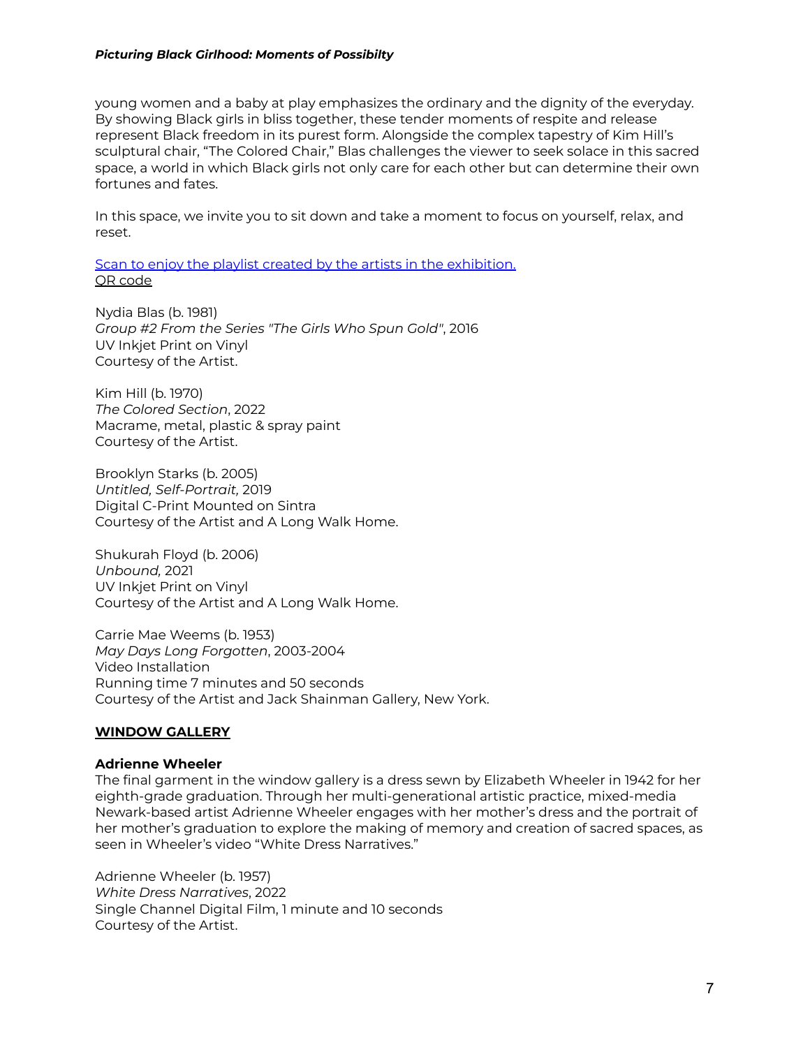young women and a baby at play emphasizes the ordinary and the dignity of the everyday. By showing Black girls in bliss together, these tender moments of respite and release represent Black freedom in its purest form. Alongside the complex tapestry of Kim Hill's sculptural chair, "The Colored Chair," Blas challenges the viewer to seek solace in this sacred space, a world in which Black girls not only care for each other but can determine their own fortunes and fates.

In this space, we invite you to sit down and take a moment to focus on yourself, relax, and reset.

Scan to enjoy the playlist created by the artists in the exhibition.
QR code

Nydia Blas (b. 1981)
*Group #2 From the Series "The Girls Who Spun Gold"*, 2016
UV Inkjet Print on Vinyl
Courtesy of the Artist.

Kim Hill (b. 1970)
*The Colored Section*, 2022
Macrame, metal, plastic & spray paint
Courtesy of the Artist.

Brooklyn Starks (b. 2005)
*Untitled, Self-Portrait,* 2019
Digital C-Print Mounted on Sintra
Courtesy of the Artist and A Long Walk Home.

Shukurah Floyd (b. 2006)
*Unbound,* 2021
UV Inkjet Print on Vinyl
Courtesy of the Artist and A Long Walk Home.

Carrie Mae Weems (b. 1953)
*May Days Long Forgotten*, 2003-2004
Video Installation
Running time 7 minutes and 50 seconds
Courtesy of the Artist and Jack Shainman Gallery, New York.

## WINDOW GALLERY

### Adrienne Wheeler

The final garment in the window gallery is a dress sewn by Elizabeth Wheeler in 1942 for her eighth-grade graduation. Through her multi-generational artistic practice, mixed-media Newark-based artist Adrienne Wheeler engages with her mother's dress and the portrait of her mother's graduation to explore the making of memory and creation of sacred spaces, as seen in Wheeler's video "White Dress Narratives."

Adrienne Wheeler (b. 1957)
*White Dress Narratives*, 2022
Single Channel Digital Film, 1 minute and 10 seconds
Courtesy of the Artist.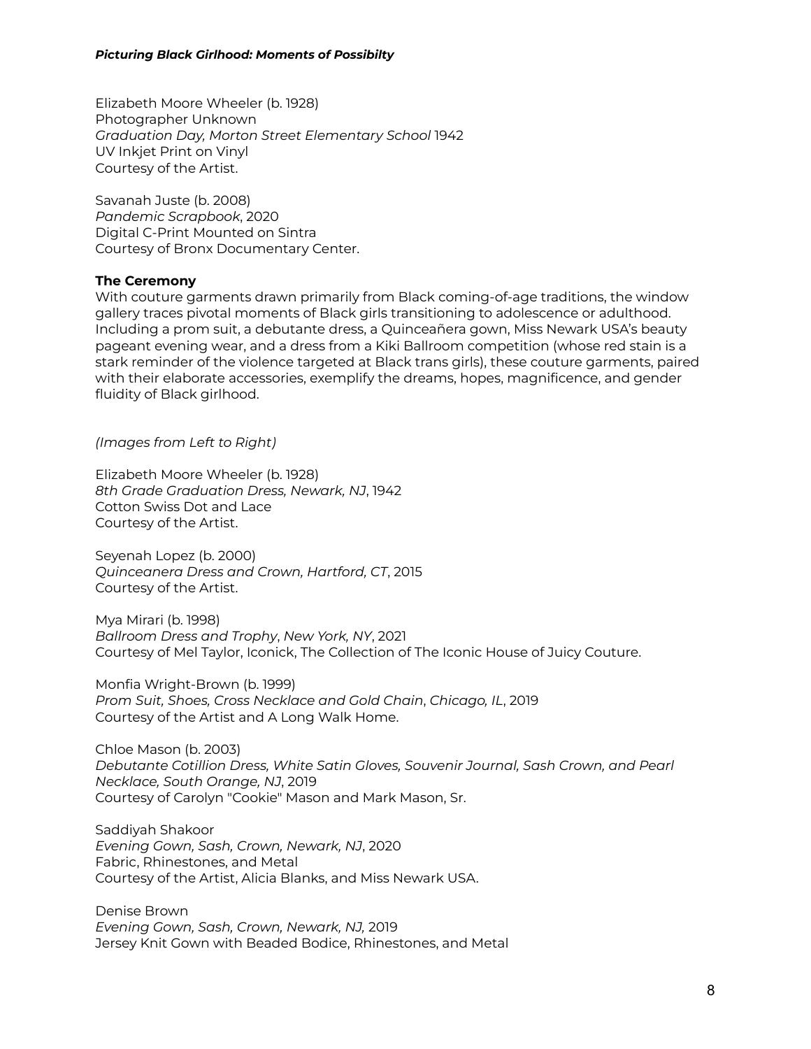Elizabeth Moore Wheeler (b. 1928)
Photographer Unknown
*Graduation Day, Morton Street Elementary School* 1942
UV Inkjet Print on Vinyl
Courtesy of the Artist.

Savanah Juste (b. 2008)
*Pandemic Scrapbook*, 2020
Digital C-Print Mounted on Sintra
Courtesy of Bronx Documentary Center.

**The Ceremony**

With couture garments drawn primarily from Black coming-of-age traditions, the window gallery traces pivotal moments of Black girls transitioning to adolescence or adulthood. Including a prom suit, a debutante dress, a Quinceañera gown, Miss Newark USA's beauty pageant evening wear, and a dress from a Kiki Ballroom competition (whose red stain is a stark reminder of the violence targeted at Black trans girls), these couture garments, paired with their elaborate accessories, exemplify the dreams, hopes, magnificence, and gender fluidity of Black girlhood.

*(Images from Left to Right)*

Elizabeth Moore Wheeler (b. 1928)
*8th Grade Graduation Dress, Newark, NJ*, 1942
Cotton Swiss Dot and Lace
Courtesy of the Artist.

Seyenah Lopez (b. 2000)
*Quinceanera Dress and Crown, Hartford, CT*, 2015
Courtesy of the Artist.

Mya Mirari (b. 1998)
*Ballroom Dress and Trophy*, *New York, NY*, 2021
Courtesy of Mel Taylor, Iconick, The Collection of The Iconic House of Juicy Couture.

Monfia Wright-Brown (b. 1999)
*Prom Suit, Shoes, Cross Necklace and Gold Chain*, *Chicago, IL*, 2019
Courtesy of the Artist and A Long Walk Home.

Chloe Mason (b. 2003)
*Debutante Cotillion Dress, White Satin Gloves, Souvenir Journal, Sash Crown, and Pearl Necklace, South Orange, NJ*, 2019
Courtesy of Carolyn "Cookie" Mason and Mark Mason, Sr.

Saddiyah Shakoor
*Evening Gown, Sash, Crown, Newark, NJ*, 2020
Fabric, Rhinestones, and Metal
Courtesy of the Artist, Alicia Blanks, and Miss Newark USA.

Denise Brown
*Evening Gown, Sash, Crown, Newark, NJ,* 2019
Jersey Knit Gown with Beaded Bodice, Rhinestones, and Metal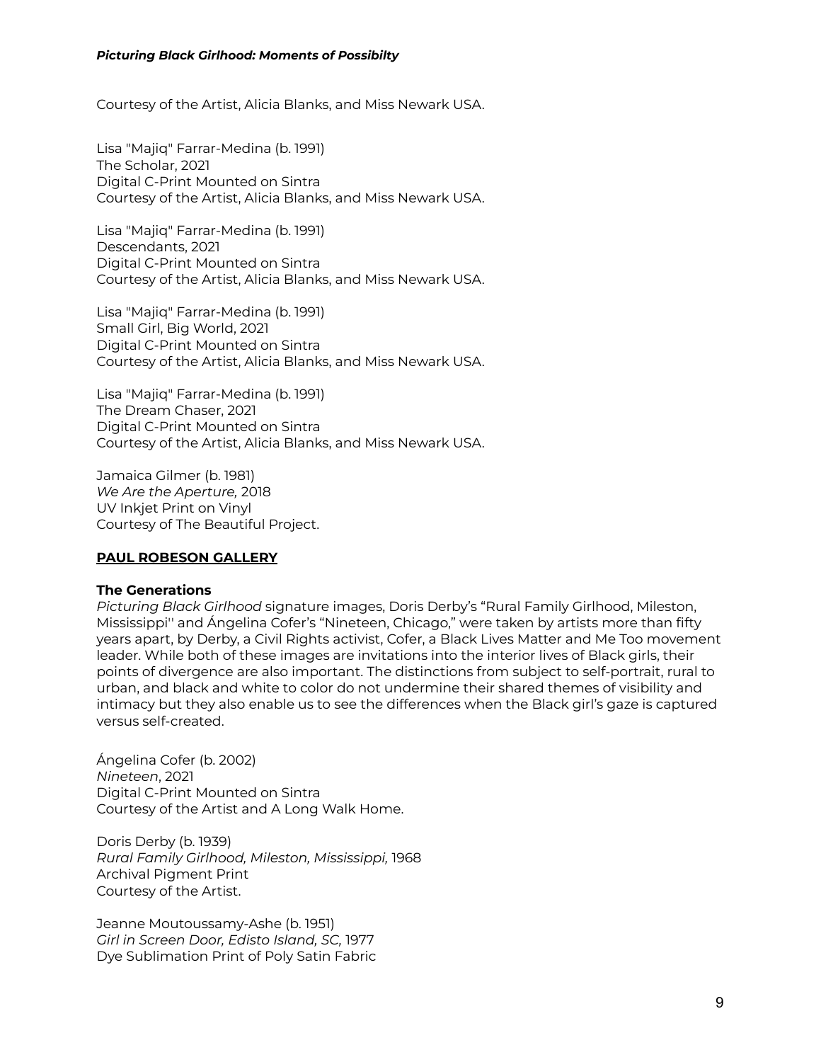Courtesy of the Artist, Alicia Blanks, and Miss Newark USA.

Lisa "Majiq" Farrar-Medina (b. 1991)
The Scholar, 2021
Digital C-Print Mounted on Sintra
Courtesy of the Artist, Alicia Blanks, and Miss Newark USA.

Lisa "Majiq" Farrar-Medina (b. 1991)
Descendants, 2021
Digital C-Print Mounted on Sintra
Courtesy of the Artist, Alicia Blanks, and Miss Newark USA.

Lisa "Majiq" Farrar-Medina (b. 1991)
Small Girl, Big World, 2021
Digital C-Print Mounted on Sintra
Courtesy of the Artist, Alicia Blanks, and Miss Newark USA.

Lisa "Majiq" Farrar-Medina (b. 1991)
The Dream Chaser, 2021
Digital C-Print Mounted on Sintra
Courtesy of the Artist, Alicia Blanks, and Miss Newark USA.

Jamaica Gilmer (b. 1981)
*We Are the Aperture,* 2018
UV Inkjet Print on Vinyl
Courtesy of The Beautiful Project.

## PAUL ROBESON GALLERY

### The Generations

*Picturing Black Girlhood* signature images, Doris Derby's "Rural Family Girlhood, Mileston, Mississippi'' and Ángelina Cofer's "Nineteen, Chicago," were taken by artists more than fifty years apart, by Derby, a Civil Rights activist, Cofer, a Black Lives Matter and Me Too movement leader. While both of these images are invitations into the interior lives of Black girls, their points of divergence are also important. The distinctions from subject to self-portrait, rural to urban, and black and white to color do not undermine their shared themes of visibility and intimacy but they also enable us to see the differences when the Black girl's gaze is captured versus self-created.

Ángelina Cofer (b. 2002)
*Nineteen*, 2021
Digital C-Print Mounted on Sintra
Courtesy of the Artist and A Long Walk Home.

Doris Derby (b. 1939)
*Rural Family Girlhood, Mileston, Mississippi,* 1968
Archival Pigment Print
Courtesy of the Artist.

Jeanne Moutoussamy-Ashe (b. 1951)
*Girl in Screen Door, Edisto Island, SC,* 1977
Dye Sublimation Print of Poly Satin Fabric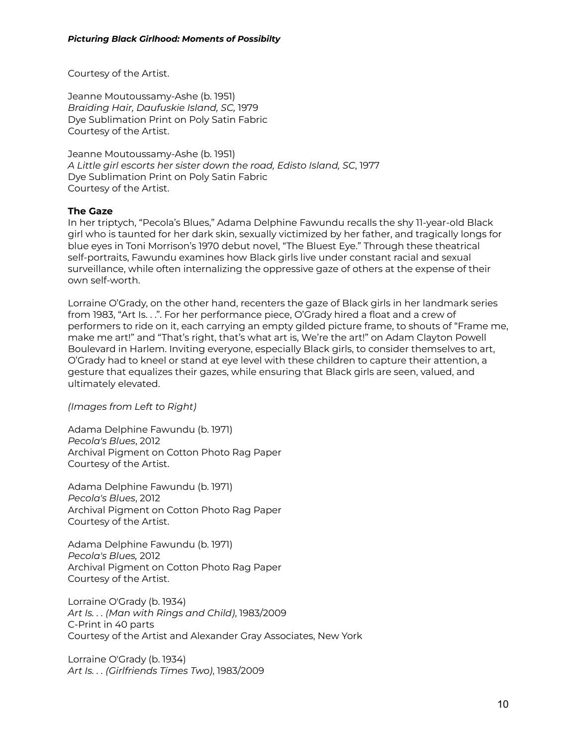Courtesy of the Artist.

Jeanne Moutoussamy-Ashe (b. 1951)
*Braiding Hair, Daufuskie Island, SC,* 1979
Dye Sublimation Print on Poly Satin Fabric
Courtesy of the Artist.

Jeanne Moutoussamy-Ashe (b. 1951)
*A Little girl escorts her sister down the road, Edisto Island, SC*, 1977
Dye Sublimation Print on Poly Satin Fabric
Courtesy of the Artist.

**The Gaze**

In her triptych, "Pecola's Blues," Adama Delphine Fawundu recalls the shy 11-year-old Black girl who is taunted for her dark skin, sexually victimized by her father, and tragically longs for blue eyes in Toni Morrison's 1970 debut novel, "The Bluest Eye." Through these theatrical self-portraits, Fawundu examines how Black girls live under constant racial and sexual surveillance, while often internalizing the oppressive gaze of others at the expense of their own self-worth.

Lorraine O'Grady, on the other hand, recenters the gaze of Black girls in her landmark series from 1983, "Art Is. . .". For her performance piece, O'Grady hired a float and a crew of performers to ride on it, each carrying an empty gilded picture frame, to shouts of "Frame me, make me art!" and "That's right, that's what art is, We're the art!" on Adam Clayton Powell Boulevard in Harlem. Inviting everyone, especially Black girls, to consider themselves to art, O'Grady had to kneel or stand at eye level with these children to capture their attention, a gesture that equalizes their gazes, while ensuring that Black girls are seen, valued, and ultimately elevated.

*(Images from Left to Right)*

Adama Delphine Fawundu (b. 1971)
*Pecola's Blues*, 2012
Archival Pigment on Cotton Photo Rag Paper
Courtesy of the Artist.

Adama Delphine Fawundu (b. 1971)
*Pecola's Blues*, 2012
Archival Pigment on Cotton Photo Rag Paper
Courtesy of the Artist.

Adama Delphine Fawundu (b. 1971)
*Pecola's Blues,* 2012
Archival Pigment on Cotton Photo Rag Paper
Courtesy of the Artist.

Lorraine O'Grady (b. 1934)
*Art Is. . . (Man with Rings and Child)*, 1983/2009
C-Print in 40 parts
Courtesy of the Artist and Alexander Gray Associates, New York

Lorraine O'Grady (b. 1934)
*Art Is. . . (Girlfriends Times Two)*, 1983/2009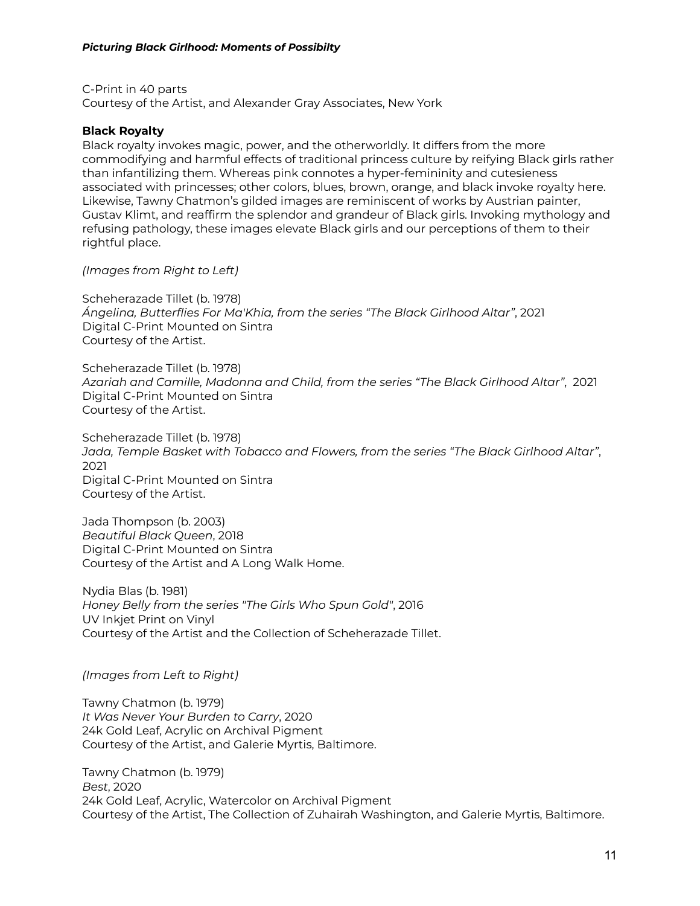C-Print in 40 parts
Courtesy of the Artist, and Alexander Gray Associates, New York

**Black Royalty**

Black royalty invokes magic, power, and the otherworldly. It differs from the more commodifying and harmful effects of traditional princess culture by reifying Black girls rather than infantilizing them. Whereas pink connotes a hyper-femininity and cutesieness associated with princesses; other colors, blues, brown, orange, and black invoke royalty here. Likewise, Tawny Chatmon's gilded images are reminiscent of works by Austrian painter, Gustav Klimt, and reaffirm the splendor and grandeur of Black girls. Invoking mythology and refusing pathology, these images elevate Black girls and our perceptions of them to their rightful place.

*(Images from Right to Left)*

Scheherazade Tillet (b. 1978)
*Ángelina, Butterflies For Ma'Khia, from the series "The Black Girlhood Altar"*, 2021
Digital C-Print Mounted on Sintra
Courtesy of the Artist.

Scheherazade Tillet (b. 1978)
*Azariah and Camille, Madonna and Child, from the series "The Black Girlhood Altar"*, 2021
Digital C-Print Mounted on Sintra
Courtesy of the Artist.

Scheherazade Tillet (b. 1978)
*Jada, Temple Basket with Tobacco and Flowers, from the series "The Black Girlhood Altar"*, 2021
Digital C-Print Mounted on Sintra
Courtesy of the Artist.

Jada Thompson (b. 2003)
*Beautiful Black Queen*, 2018
Digital C-Print Mounted on Sintra
Courtesy of the Artist and A Long Walk Home.

Nydia Blas (b. 1981)
*Honey Belly from the series "The Girls Who Spun Gold"*, 2016
UV Inkjet Print on Vinyl
Courtesy of the Artist and the Collection of Scheherazade Tillet.

*(Images from Left to Right)*

Tawny Chatmon (b. 1979)
*It Was Never Your Burden to Carry*, 2020
24k Gold Leaf, Acrylic on Archival Pigment
Courtesy of the Artist, and Galerie Myrtis, Baltimore.

Tawny Chatmon (b. 1979)
*Best*, 2020
24k Gold Leaf, Acrylic, Watercolor on Archival Pigment
Courtesy of the Artist, The Collection of Zuhairah Washington, and Galerie Myrtis, Baltimore.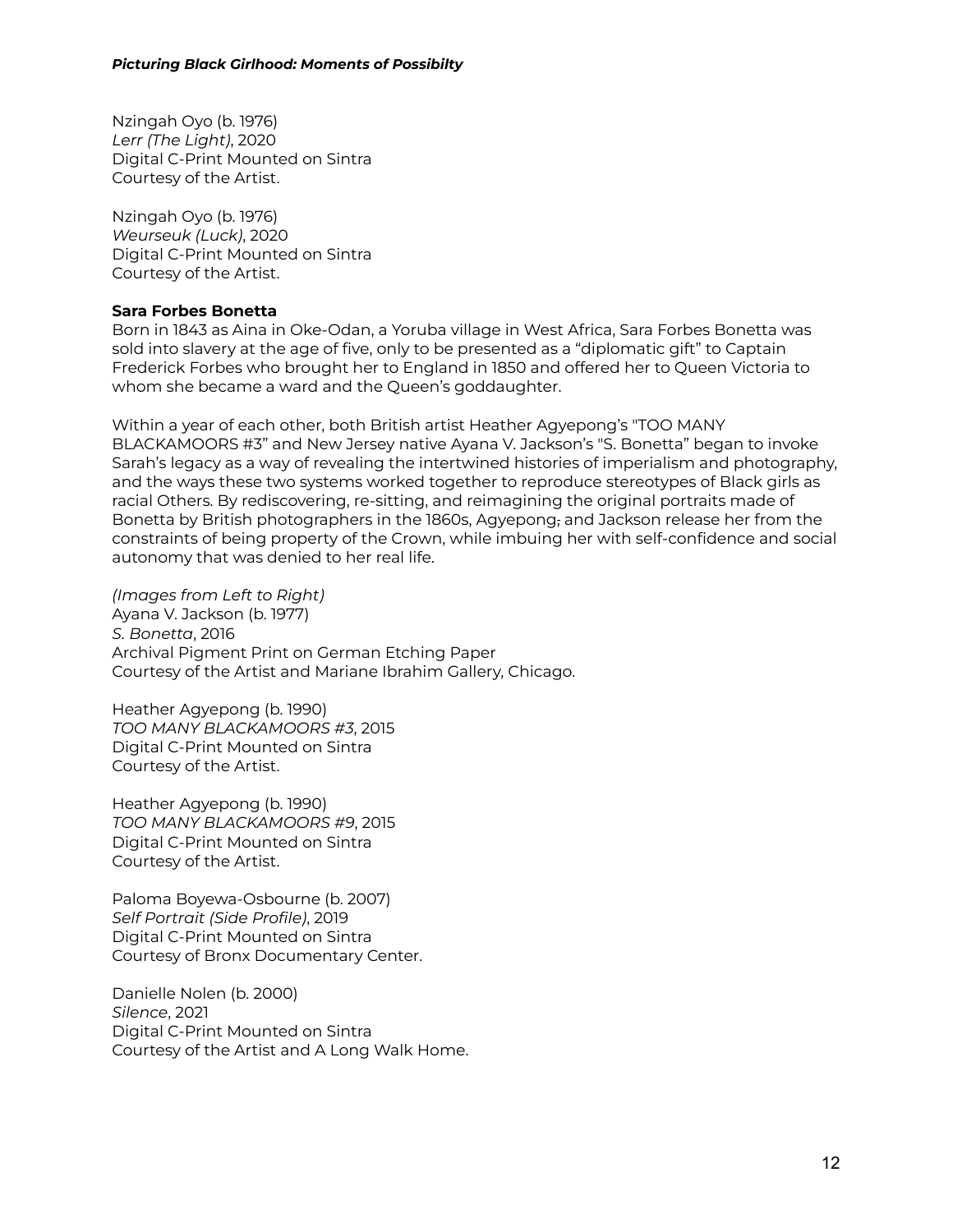Nzingah Oyo (b. 1976)
*Lerr (The Light)*, 2020
Digital C-Print Mounted on Sintra
Courtesy of the Artist.

Nzingah Oyo (b. 1976)
*Weurseuk (Luck)*, 2020
Digital C-Print Mounted on Sintra
Courtesy of the Artist.

**Sara Forbes Bonetta**

Born in 1843 as Aina in Oke-Odan, a Yoruba village in West Africa, Sara Forbes Bonetta was sold into slavery at the age of five, only to be presented as a "diplomatic gift" to Captain Frederick Forbes who brought her to England in 1850 and offered her to Queen Victoria to whom she became a ward and the Queen's goddaughter.

Within a year of each other, both British artist Heather Agyepong's "TOO MANY BLACKAMOORS #3" and New Jersey native Ayana V. Jackson's "S. Bonetta" began to invoke Sarah's legacy as a way of revealing the intertwined histories of imperialism and photography, and the ways these two systems worked together to reproduce stereotypes of Black girls as racial Others. By rediscovering, re-sitting, and reimagining the original portraits made of Bonetta by British photographers in the 1860s, Agyepong, and Jackson release her from the constraints of being property of the Crown, while imbuing her with self-confidence and social autonomy that was denied to her real life.

*(Images from Left to Right)*
Ayana V. Jackson (b. 1977)
*S. Bonetta*, 2016
Archival Pigment Print on German Etching Paper
Courtesy of the Artist and Mariane Ibrahim Gallery, Chicago.

Heather Agyepong (b. 1990)
*TOO MANY BLACKAMOORS #3*, 2015
Digital C-Print Mounted on Sintra
Courtesy of the Artist.

Heather Agyepong (b. 1990)
*TOO MANY BLACKAMOORS #9*, 2015
Digital C-Print Mounted on Sintra
Courtesy of the Artist.

Paloma Boyewa-Osbourne (b. 2007)
*Self Portrait (Side Profile)*, 2019
Digital C-Print Mounted on Sintra
Courtesy of Bronx Documentary Center.

Danielle Nolen (b. 2000)
*Silence*, 2021
Digital C-Print Mounted on Sintra
Courtesy of the Artist and A Long Walk Home.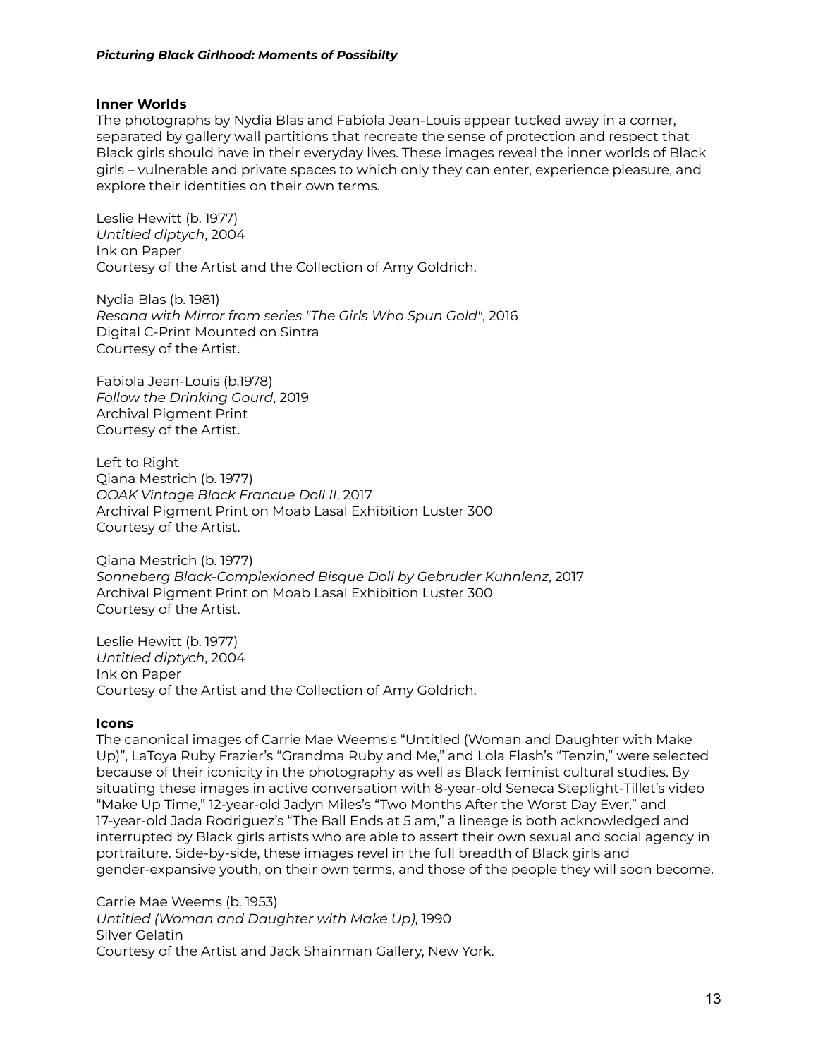### Inner Worlds

The photographs by Nydia Blas and Fabiola Jean-Louis appear tucked away in a corner, separated by gallery wall partitions that recreate the sense of protection and respect that Black girls should have in their everyday lives. These images reveal the inner worlds of Black girls – vulnerable and private spaces to which only they can enter, experience pleasure, and explore their identities on their own terms.

Leslie Hewitt (b. 1977)
*Untitled diptych*, 2004
Ink on Paper
Courtesy of the Artist and the Collection of Amy Goldrich.

Nydia Blas (b. 1981)
*Resana with Mirror from series "The Girls Who Spun Gold"*, 2016
Digital C-Print Mounted on Sintra
Courtesy of the Artist.

Fabiola Jean-Louis (b.1978)
*Follow the Drinking Gourd*, 2019
Archival Pigment Print
Courtesy of the Artist.

Left to Right
Qiana Mestrich (b. 1977)
*OOAK Vintage Black Francue Doll II*, 2017
Archival Pigment Print on Moab Lasal Exhibition Luster 300
Courtesy of the Artist.

Qiana Mestrich (b. 1977)
*Sonneberg Black-Complexioned Bisque Doll by Gebruder Kuhnlenz*, 2017
Archival Pigment Print on Moab Lasal Exhibition Luster 300
Courtesy of the Artist.

Leslie Hewitt (b. 1977)
*Untitled diptych*, 2004
Ink on Paper
Courtesy of the Artist and the Collection of Amy Goldrich.

### Icons

The canonical images of Carrie Mae Weems's "Untitled (Woman and Daughter with Make Up)", LaToya Ruby Frazier's "Grandma Ruby and Me," and Lola Flash's "Tenzin," were selected because of their iconicity in the photography as well as Black feminist cultural studies. By situating these images in active conversation with 8-year-old Seneca Steplight-Tillet's video "Make Up Time," 12-year-old Jadyn Miles's "Two Months After the Worst Day Ever," and 17-year-old Jada Rodriguez's "The Ball Ends at 5 am," a lineage is both acknowledged and interrupted by Black girls artists who are able to assert their own sexual and social agency in portraiture. Side-by-side, these images revel in the full breadth of Black girls and gender-expansive youth, on their own terms, and those of the people they will soon become.

Carrie Mae Weems (b. 1953)
*Untitled (Woman and Daughter with Make Up)*, 1990
Silver Gelatin
Courtesy of the Artist and Jack Shainman Gallery, New York.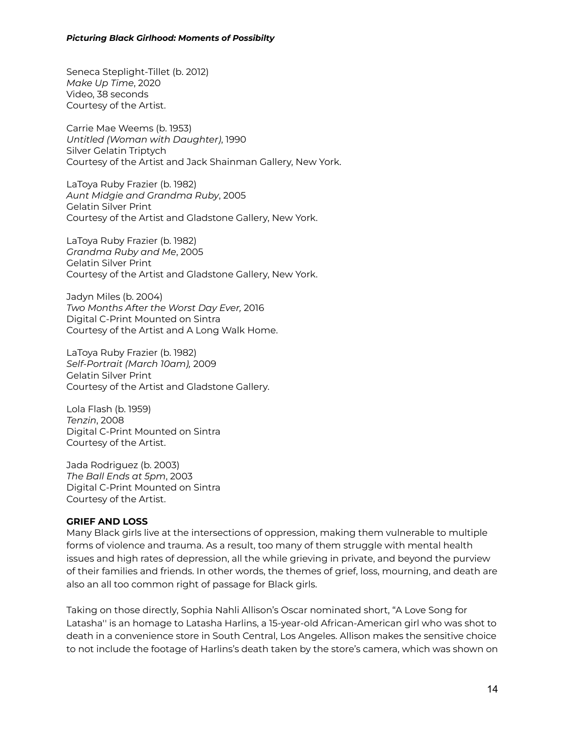Seneca Steplight-Tillet (b. 2012)
*Make Up Time*, 2020
Video, 38 seconds
Courtesy of the Artist.

Carrie Mae Weems (b. 1953)
*Untitled (Woman with Daughter)*, 1990
Silver Gelatin Triptych
Courtesy of the Artist and Jack Shainman Gallery, New York.

LaToya Ruby Frazier (b. 1982)
*Aunt Midgie and Grandma Ruby*, 2005
Gelatin Silver Print
Courtesy of the Artist and Gladstone Gallery, New York.

LaToya Ruby Frazier (b. 1982)
*Grandma Ruby and Me*, 2005
Gelatin Silver Print
Courtesy of the Artist and Gladstone Gallery, New York.

Jadyn Miles (b. 2004)
*Two Months After the Worst Day Ever,* 2016
Digital C-Print Mounted on Sintra
Courtesy of the Artist and A Long Walk Home.

LaToya Ruby Frazier (b. 1982)
*Self-Portrait (March 10am),* 2009
Gelatin Silver Print
Courtesy of the Artist and Gladstone Gallery.

Lola Flash (b. 1959)
*Tenzin*, 2008
Digital C-Print Mounted on Sintra
Courtesy of the Artist.

Jada Rodriguez (b. 2003)
*The Ball Ends at 5pm*, 2003
Digital C-Print Mounted on Sintra
Courtesy of the Artist.

**GRIEF AND LOSS**

Many Black girls live at the intersections of oppression, making them vulnerable to multiple forms of violence and trauma. As a result, too many of them struggle with mental health issues and high rates of depression, all the while grieving in private, and beyond the purview of their families and friends. In other words, the themes of grief, loss, mourning, and death are also an all too common right of passage for Black girls.

Taking on those directly, Sophia Nahli Allison's Oscar nominated short, "A Love Song for Latasha'' is an homage to Latasha Harlins, a 15-year-old African-American girl who was shot to death in a convenience store in South Central, Los Angeles. Allison makes the sensitive choice to not include the footage of Harlins's death taken by the store's camera, which was shown on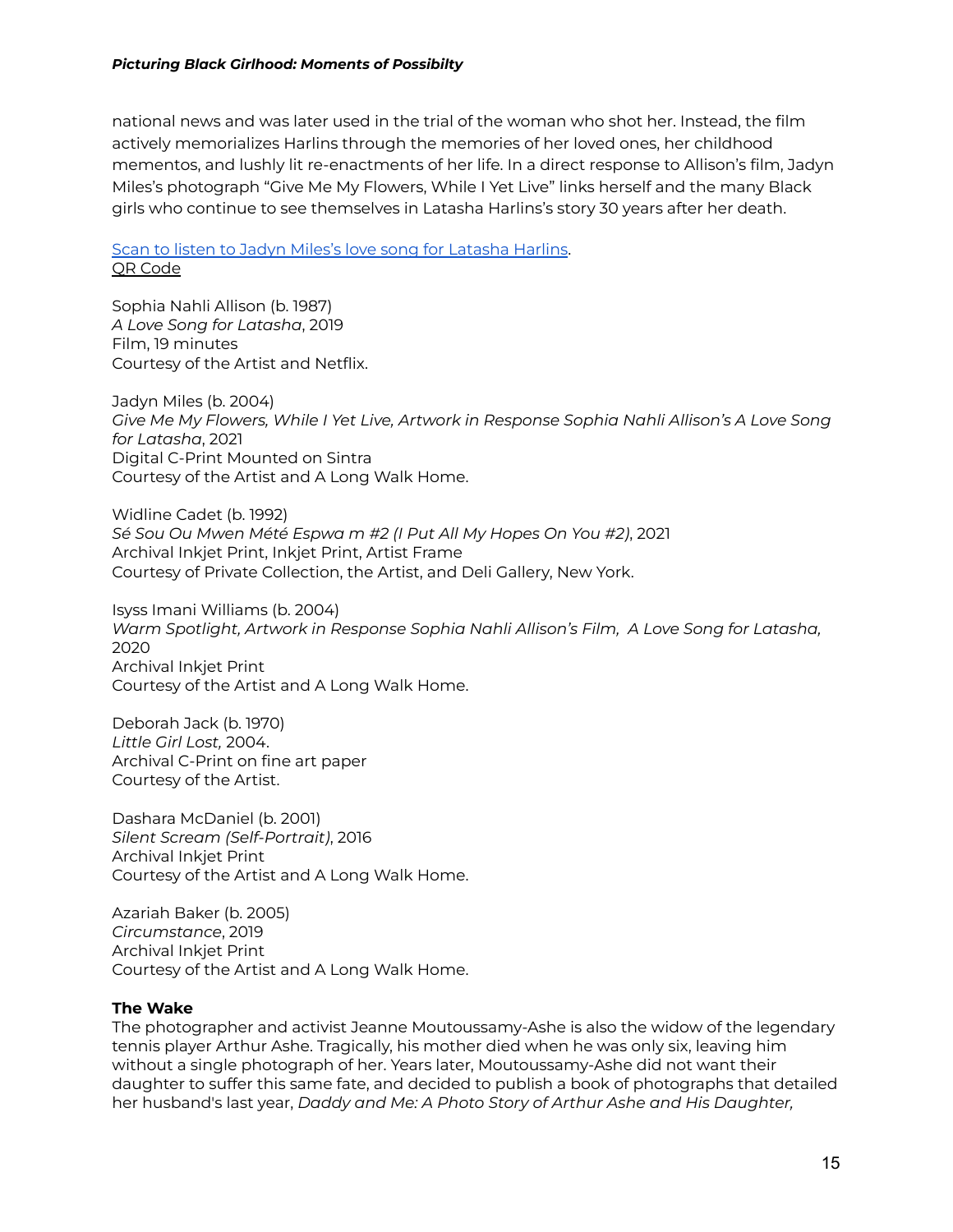national news and was later used in the trial of the woman who shot her. Instead, the film actively memorializes Harlins through the memories of her loved ones, her childhood mementos, and lushly lit re-enactments of her life. In a direct response to Allison's film, Jadyn Miles's photograph "Give Me My Flowers, While I Yet Live" links herself and the many Black girls who continue to see themselves in Latasha Harlins's story 30 years after her death.

Scan to listen to Jadyn Miles's love song for Latasha Harlins.
QR Code

Sophia Nahli Allison (b. 1987)
*A Love Song for Latasha*, 2019
Film, 19 minutes
Courtesy of the Artist and Netflix.

Jadyn Miles (b. 2004)
*Give Me My Flowers, While I Yet Live, Artwork in Response Sophia Nahli Allison's A Love Song for Latasha*, 2021
Digital C-Print Mounted on Sintra
Courtesy of the Artist and A Long Walk Home.

Widline Cadet (b. 1992)
*Sé Sou Ou Mwen Mété Espwa m #2 (I Put All My Hopes On You #2)*, 2021
Archival Inkjet Print, Inkjet Print, Artist Frame
Courtesy of Private Collection, the Artist, and Deli Gallery, New York.

Isyss Imani Williams (b. 2004)
*Warm Spotlight, Artwork in Response Sophia Nahli Allison's Film, A Love Song for Latasha,* 2020
Archival Inkjet Print
Courtesy of the Artist and A Long Walk Home.

Deborah Jack (b. 1970)
*Little Girl Lost,* 2004.
Archival C-Print on fine art paper
Courtesy of the Artist.

Dashara McDaniel (b. 2001)
*Silent Scream (Self-Portrait)*, 2016
Archival Inkjet Print
Courtesy of the Artist and A Long Walk Home.

Azariah Baker (b. 2005)
*Circumstance*, 2019
Archival Inkjet Print
Courtesy of the Artist and A Long Walk Home.

**The Wake**

The photographer and activist Jeanne Moutoussamy-Ashe is also the widow of the legendary tennis player Arthur Ashe. Tragically, his mother died when he was only six, leaving him without a single photograph of her. Years later, Moutoussamy-Ashe did not want their daughter to suffer this same fate, and decided to publish a book of photographs that detailed her husband's last year, *Daddy and Me: A Photo Story of Arthur Ashe and His Daughter,*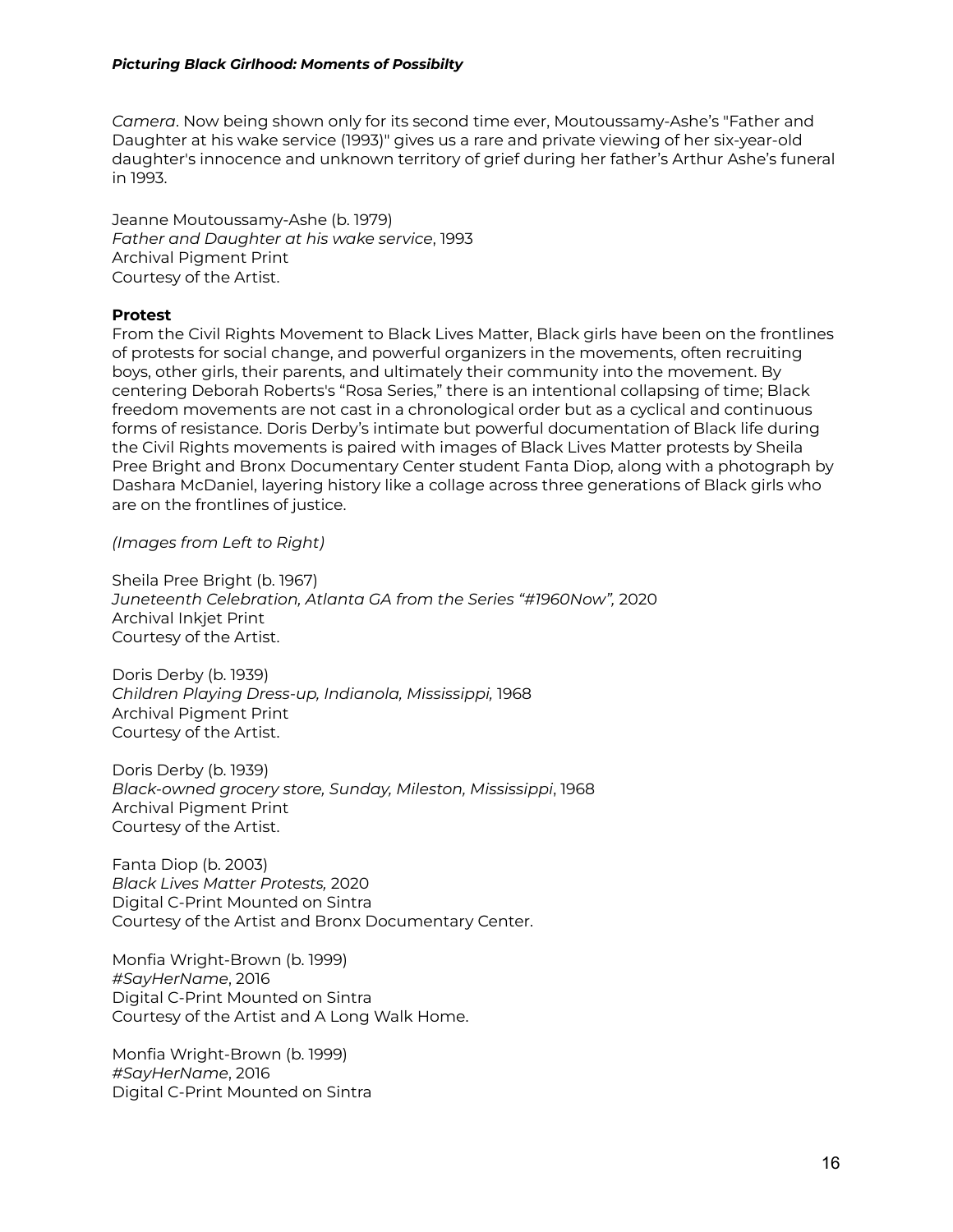*Camera*. Now being shown only for its second time ever, Moutoussamy-Ashe's "Father and Daughter at his wake service (1993)" gives us a rare and private viewing of her six-year-old daughter's innocence and unknown territory of grief during her father's Arthur Ashe's funeral in 1993.

Jeanne Moutoussamy-Ashe (b. 1979)
*Father and Daughter at his wake service*, 1993
Archival Pigment Print
Courtesy of the Artist.

**Protest**
From the Civil Rights Movement to Black Lives Matter, Black girls have been on the frontlines of protests for social change, and powerful organizers in the movements, often recruiting boys, other girls, their parents, and ultimately their community into the movement. By centering Deborah Roberts's "Rosa Series," there is an intentional collapsing of time; Black freedom movements are not cast in a chronological order but as a cyclical and continuous forms of resistance. Doris Derby's intimate but powerful documentation of Black life during the Civil Rights movements is paired with images of Black Lives Matter protests by Sheila Pree Bright and Bronx Documentary Center student Fanta Diop, along with a photograph by Dashara McDaniel, layering history like a collage across three generations of Black girls who are on the frontlines of justice.

*(Images from Left to Right)*

Sheila Pree Bright (b. 1967)
*Juneteenth Celebration, Atlanta GA from the Series "#1960Now",* 2020
Archival Inkjet Print
Courtesy of the Artist.

Doris Derby (b. 1939)
*Children Playing Dress-up, Indianola, Mississippi,* 1968
Archival Pigment Print
Courtesy of the Artist.

Doris Derby (b. 1939)
*Black-owned grocery store, Sunday, Mileston, Mississippi*, 1968
Archival Pigment Print
Courtesy of the Artist.

Fanta Diop (b. 2003)
*Black Lives Matter Protests,* 2020
Digital C-Print Mounted on Sintra
Courtesy of the Artist and Bronx Documentary Center.

Monfia Wright-Brown (b. 1999)
*#SayHerName*, 2016
Digital C-Print Mounted on Sintra
Courtesy of the Artist and A Long Walk Home.

Monfia Wright-Brown (b. 1999)
*#SayHerName*, 2016
Digital C-Print Mounted on Sintra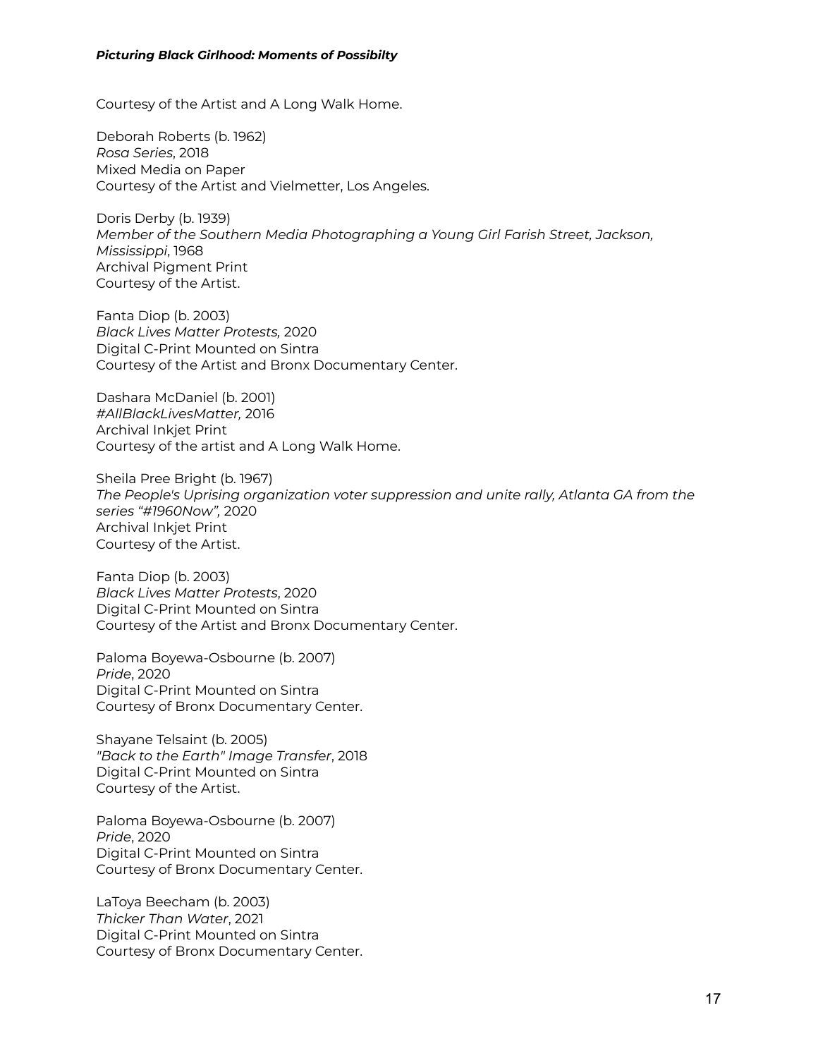Courtesy of the Artist and A Long Walk Home.

Deborah Roberts (b. 1962)
*Rosa Series*, 2018
Mixed Media on Paper
Courtesy of the Artist and Vielmetter, Los Angeles.

Doris Derby (b. 1939)
*Member of the Southern Media Photographing a Young Girl Farish Street, Jackson, Mississippi*, 1968
Archival Pigment Print
Courtesy of the Artist.

Fanta Diop (b. 2003)
*Black Lives Matter Protests,* 2020
Digital C-Print Mounted on Sintra
Courtesy of the Artist and Bronx Documentary Center.

Dashara McDaniel (b. 2001)
*#AllBlackLivesMatter,* 2016
Archival Inkjet Print
Courtesy of the artist and A Long Walk Home.

Sheila Pree Bright (b. 1967)
*The People's Uprising organization voter suppression and unite rally, Atlanta GA from the series "#1960Now",* 2020
Archival Inkjet Print
Courtesy of the Artist.

Fanta Diop (b. 2003)
*Black Lives Matter Protests*, 2020
Digital C-Print Mounted on Sintra
Courtesy of the Artist and Bronx Documentary Center.

Paloma Boyewa-Osbourne (b. 2007)
*Pride*, 2020
Digital C-Print Mounted on Sintra
Courtesy of Bronx Documentary Center.

Shayane Telsaint (b. 2005)
*"Back to the Earth" Image Transfer*, 2018
Digital C-Print Mounted on Sintra
Courtesy of the Artist.

Paloma Boyewa-Osbourne (b. 2007)
*Pride*, 2020
Digital C-Print Mounted on Sintra
Courtesy of Bronx Documentary Center.

LaToya Beecham (b. 2003)
*Thicker Than Water*, 2021
Digital C-Print Mounted on Sintra
Courtesy of Bronx Documentary Center.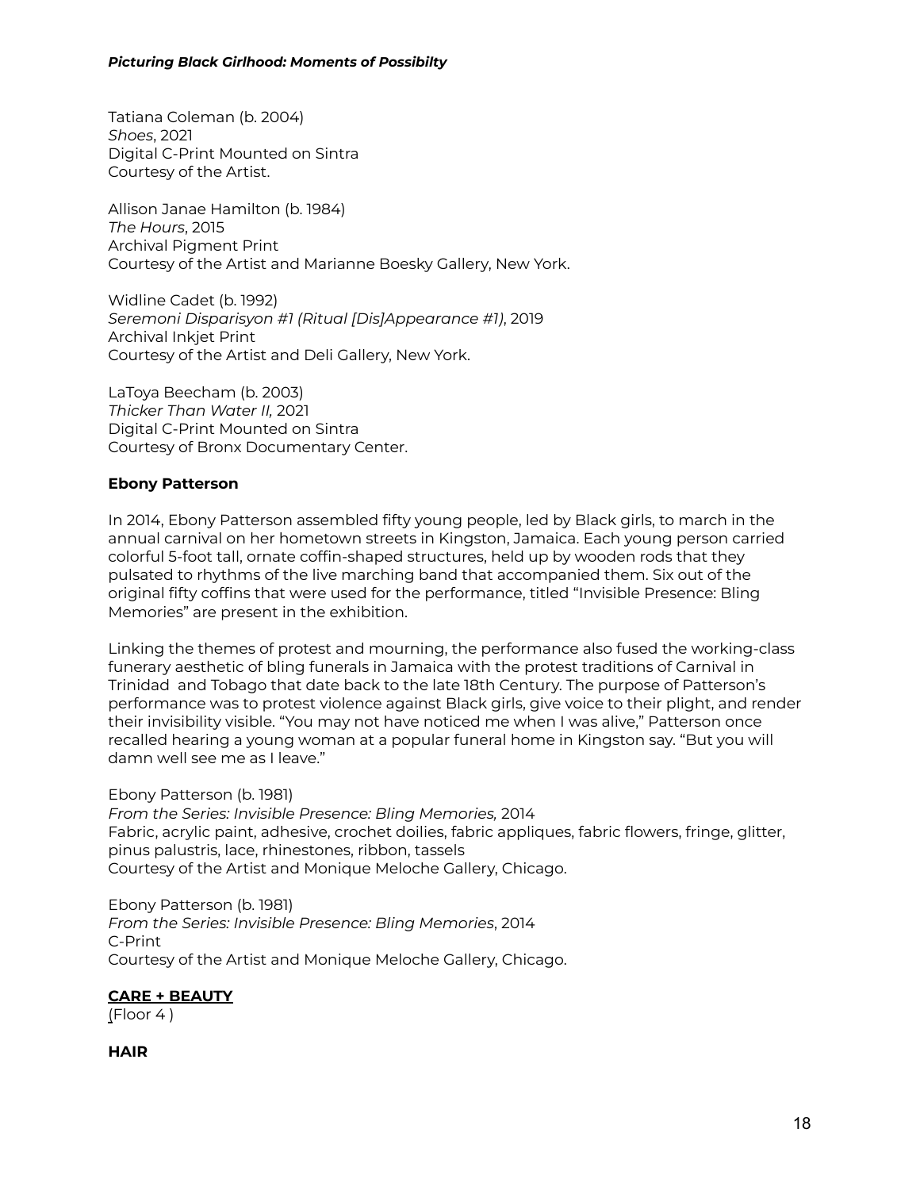Tatiana Coleman (b. 2004)
*Shoes*, 2021
Digital C-Print Mounted on Sintra
Courtesy of the Artist.

Allison Janae Hamilton (b. 1984)
*The Hours*, 2015
Archival Pigment Print
Courtesy of the Artist and Marianne Boesky Gallery, New York.

Widline Cadet (b. 1992)
*Seremoni Disparisyon #1 (Ritual [Dis]Appearance #1)*, 2019
Archival Inkjet Print
Courtesy of the Artist and Deli Gallery, New York.

LaToya Beecham (b. 2003)
*Thicker Than Water II,* 2021
Digital C-Print Mounted on Sintra
Courtesy of Bronx Documentary Center.

**Ebony Patterson**

In 2014, Ebony Patterson assembled fifty young people, led by Black girls, to march in the annual carnival on her hometown streets in Kingston, Jamaica. Each young person carried colorful 5-foot tall, ornate coffin-shaped structures, held up by wooden rods that they pulsated to rhythms of the live marching band that accompanied them. Six out of the original fifty coffins that were used for the performance, titled "Invisible Presence: Bling Memories" are present in the exhibition.

Linking the themes of protest and mourning, the performance also fused the working-class funerary aesthetic of bling funerals in Jamaica with the protest traditions of Carnival in Trinidad and Tobago that date back to the late 18th Century. The purpose of Patterson's performance was to protest violence against Black girls, give voice to their plight, and render their invisibility visible. "You may not have noticed me when I was alive," Patterson once recalled hearing a young woman at a popular funeral home in Kingston say. "But you will damn well see me as I leave."

Ebony Patterson (b. 1981)
*From the Series: Invisible Presence: Bling Memories,* 2014
Fabric, acrylic paint, adhesive, crochet doilies, fabric appliques, fabric flowers, fringe, glitter, pinus palustris, lace, rhinestones, ribbon, tassels
Courtesy of the Artist and Monique Meloche Gallery, Chicago.

Ebony Patterson (b. 1981)
*From the Series: Invisible Presence: Bling Memories*, 2014
C-Print
Courtesy of the Artist and Monique Meloche Gallery, Chicago.

**CARE + BEAUTY**
(Floor 4 )

**HAIR**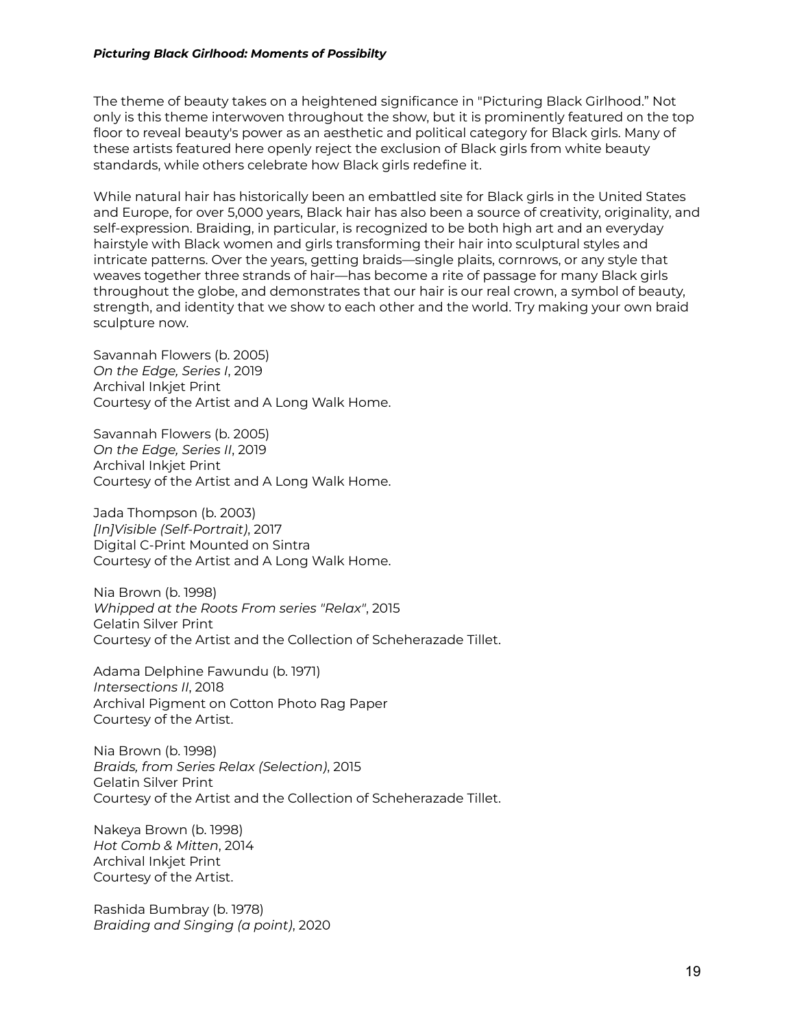The theme of beauty takes on a heightened significance in "Picturing Black Girlhood." Not only is this theme interwoven throughout the show, but it is prominently featured on the top floor to reveal beauty's power as an aesthetic and political category for Black girls. Many of these artists featured here openly reject the exclusion of Black girls from white beauty standards, while others celebrate how Black girls redefine it.

While natural hair has historically been an embattled site for Black girls in the United States and Europe, for over 5,000 years, Black hair has also been a source of creativity, originality, and self-expression. Braiding, in particular, is recognized to be both high art and an everyday hairstyle with Black women and girls transforming their hair into sculptural styles and intricate patterns. Over the years, getting braids—single plaits, cornrows, or any style that weaves together three strands of hair—has become a rite of passage for many Black girls throughout the globe, and demonstrates that our hair is our real crown, a symbol of beauty, strength, and identity that we show to each other and the world. Try making your own braid sculpture now.

Savannah Flowers (b. 2005)
*On the Edge, Series I*, 2019
Archival Inkjet Print
Courtesy of the Artist and A Long Walk Home.

Savannah Flowers (b. 2005)
*On the Edge, Series II*, 2019
Archival Inkjet Print
Courtesy of the Artist and A Long Walk Home.

Jada Thompson (b. 2003)
*[In]Visible (Self-Portrait)*, 2017
Digital C-Print Mounted on Sintra
Courtesy of the Artist and A Long Walk Home.

Nia Brown (b. 1998)
*Whipped at the Roots From series "Relax"*, 2015
Gelatin Silver Print
Courtesy of the Artist and the Collection of Scheherazade Tillet.

Adama Delphine Fawundu (b. 1971)
*Intersections II*, 2018
Archival Pigment on Cotton Photo Rag Paper
Courtesy of the Artist.

Nia Brown (b. 1998)
*Braids, from Series Relax (Selection)*, 2015
Gelatin Silver Print
Courtesy of the Artist and the Collection of Scheherazade Tillet.

Nakeya Brown (b. 1998)
*Hot Comb & Mitten*, 2014
Archival Inkjet Print
Courtesy of the Artist.

Rashida Bumbray (b. 1978)
*Braiding and Singing (a point)*, 2020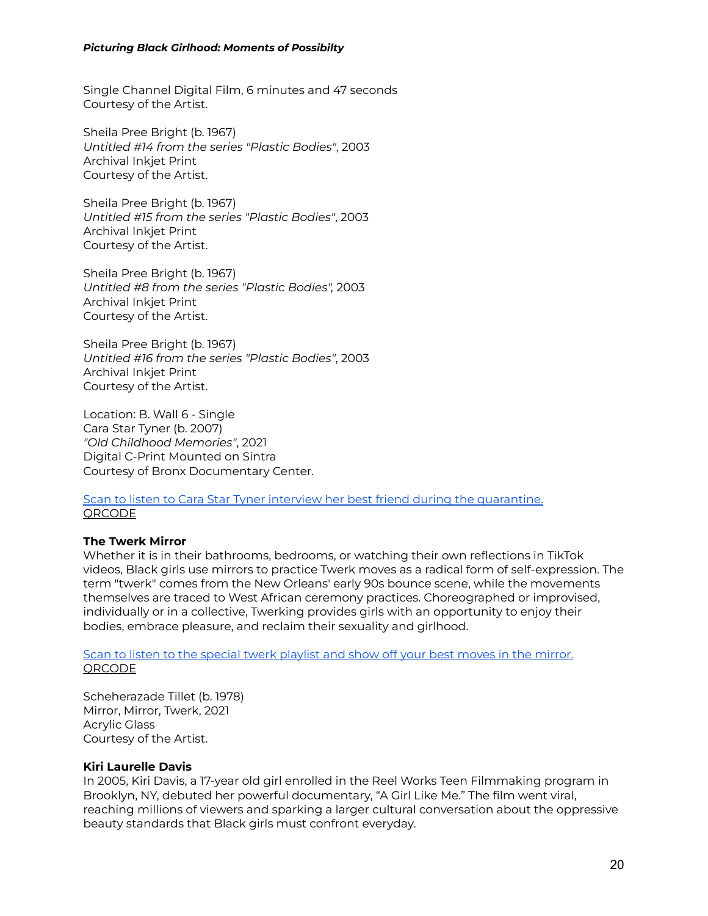Single Channel Digital Film, 6 minutes and 47 seconds
Courtesy of the Artist.

Sheila Pree Bright (b. 1967)
*Untitled #14 from the series "Plastic Bodies"*, 2003
Archival Inkjet Print
Courtesy of the Artist.

Sheila Pree Bright (b. 1967)
*Untitled #15 from the series "Plastic Bodies"*, 2003
Archival Inkjet Print
Courtesy of the Artist.

Sheila Pree Bright (b. 1967)
*Untitled #8 from the series "Plastic Bodies",* 2003
Archival Inkjet Print
Courtesy of the Artist.

Sheila Pree Bright (b. 1967)
*Untitled #16 from the series "Plastic Bodies"*, 2003
Archival Inkjet Print
Courtesy of the Artist.

Location: B. Wall 6 - Single
Cara Star Tyner (b. 2007)
*"Old Childhood Memories"*, 2021
Digital C-Print Mounted on Sintra
Courtesy of Bronx Documentary Center.

Scan to listen to Cara Star Tyner interview her best friend during the quarantine.
QRCODE

**The Twerk Mirror**
Whether it is in their bathrooms, bedrooms, or watching their own reflections in TikTok videos, Black girls use mirrors to practice Twerk moves as a radical form of self-expression. The term "twerk" comes from the New Orleans' early 90s bounce scene, while the movements themselves are traced to West African ceremony practices. Choreographed or improvised, individually or in a collective, Twerking provides girls with an opportunity to enjoy their bodies, embrace pleasure, and reclaim their sexuality and girlhood.

Scan to listen to the special twerk playlist and show off your best moves in the mirror.
QRCODE

Scheherazade Tillet (b. 1978)
Mirror, Mirror, Twerk, 2021
Acrylic Glass
Courtesy of the Artist.

**Kiri Laurelle Davis**
In 2005, Kiri Davis, a 17-year old girl enrolled in the Reel Works Teen Filmmaking program in Brooklyn, NY, debuted her powerful documentary, "A Girl Like Me." The film went viral, reaching millions of viewers and sparking a larger cultural conversation about the oppressive beauty standards that Black girls must confront everyday.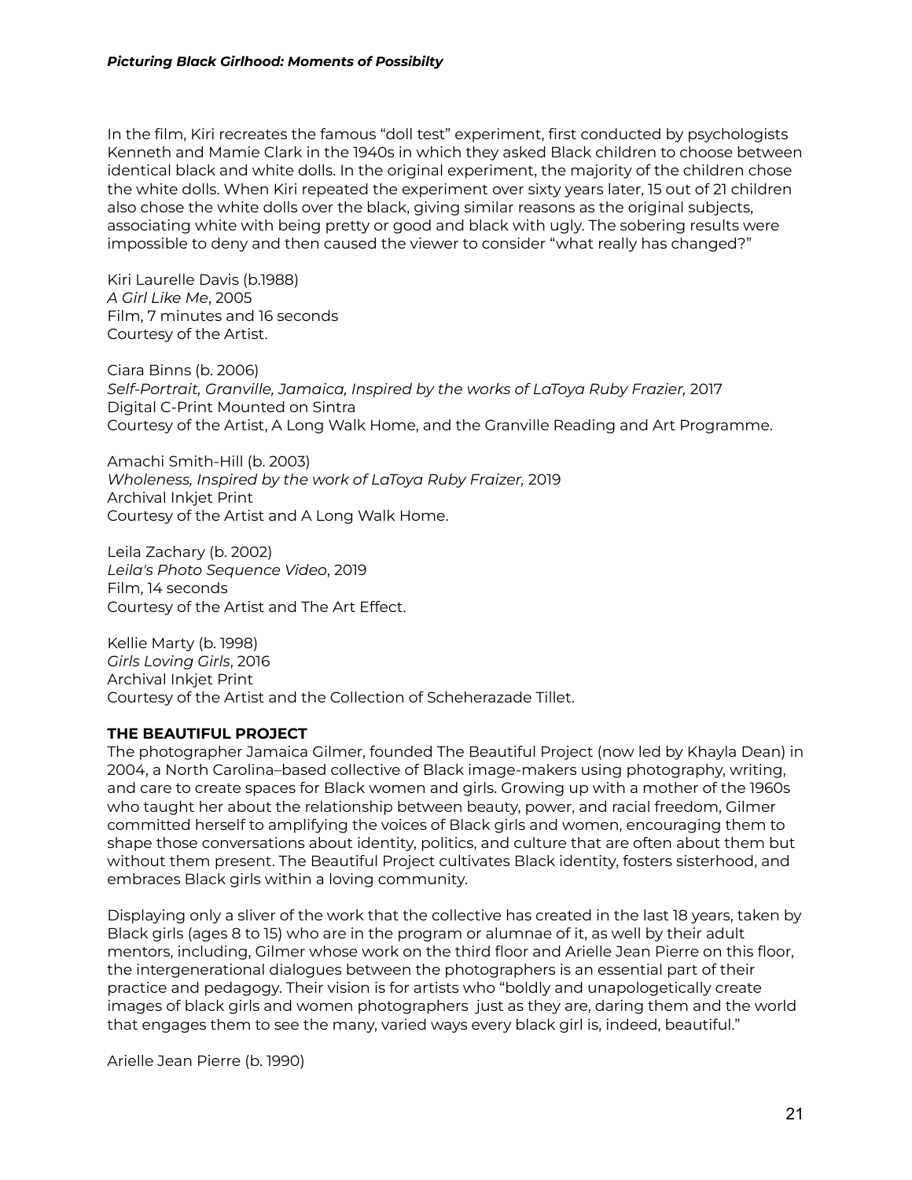In the film, Kiri recreates the famous "doll test" experiment, first conducted by psychologists Kenneth and Mamie Clark in the 1940s in which they asked Black children to choose between identical black and white dolls. In the original experiment, the majority of the children chose the white dolls. When Kiri repeated the experiment over sixty years later, 15 out of 21 children also chose the white dolls over the black, giving similar reasons as the original subjects, associating white with being pretty or good and black with ugly. The sobering results were impossible to deny and then caused the viewer to consider "what really has changed?"

Kiri Laurelle Davis (b.1988)
*A Girl Like Me*, 2005
Film, 7 minutes and 16 seconds
Courtesy of the Artist.

Ciara Binns (b. 2006)
*Self-Portrait, Granville, Jamaica, Inspired by the works of LaToya Ruby Frazier,* 2017
Digital C-Print Mounted on Sintra
Courtesy of the Artist, A Long Walk Home, and the Granville Reading and Art Programme.

Amachi Smith-Hill (b. 2003)
*Wholeness, Inspired by the work of LaToya Ruby Fraizer,* 2019
Archival Inkjet Print
Courtesy of the Artist and A Long Walk Home.

Leila Zachary (b. 2002)
*Leila's Photo Sequence Video*, 2019
Film, 14 seconds
Courtesy of the Artist and The Art Effect.

Kellie Marty (b. 1998)
*Girls Loving Girls*, 2016
Archival Inkjet Print
Courtesy of the Artist and the Collection of Scheherazade Tillet.

**THE BEAUTIFUL PROJECT**

The photographer Jamaica Gilmer, founded The Beautiful Project (now led by Khayla Dean) in 2004, a North Carolina–based collective of Black image-makers using photography, writing, and care to create spaces for Black women and girls. Growing up with a mother of the 1960s who taught her about the relationship between beauty, power, and racial freedom, Gilmer committed herself to amplifying the voices of Black girls and women, encouraging them to shape those conversations about identity, politics, and culture that are often about them but without them present. The Beautiful Project cultivates Black identity, fosters sisterhood, and embraces Black girls within a loving community.

Displaying only a sliver of the work that the collective has created in the last 18 years, taken by Black girls (ages 8 to 15) who are in the program or alumnae of it, as well by their adult mentors, including, Gilmer whose work on the third floor and Arielle Jean Pierre on this floor, the intergenerational dialogues between the photographers is an essential part of their practice and pedagogy. Their vision is for artists who "boldly and unapologetically create images of black girls and women photographers just as they are, daring them and the world that engages them to see the many, varied ways every black girl is, indeed, beautiful."

Arielle Jean Pierre (b. 1990)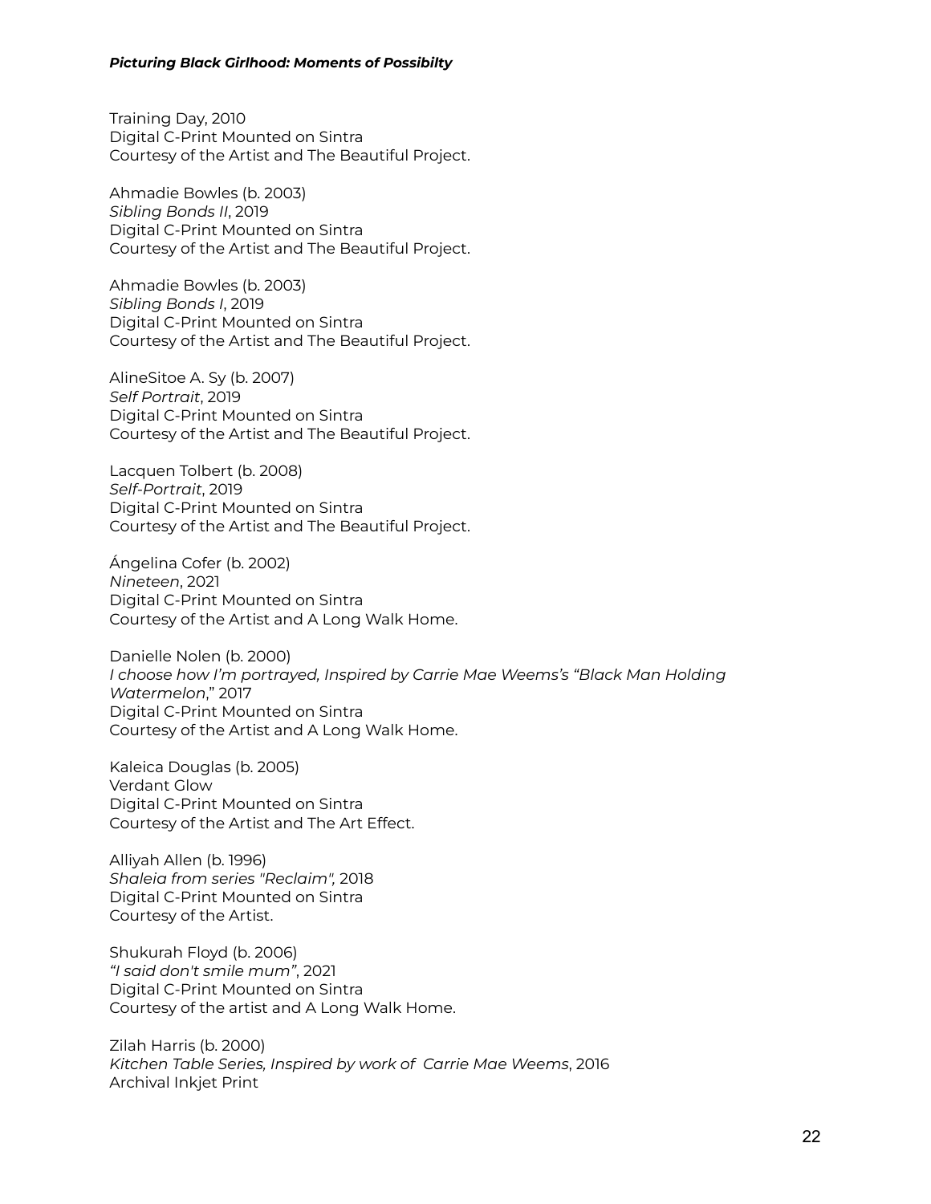Training Day, 2010
Digital C-Print Mounted on Sintra
Courtesy of the Artist and The Beautiful Project.

Ahmadie Bowles (b. 2003)
*Sibling Bonds II*, 2019
Digital C-Print Mounted on Sintra
Courtesy of the Artist and The Beautiful Project.

Ahmadie Bowles (b. 2003)
*Sibling Bonds I*, 2019
Digital C-Print Mounted on Sintra
Courtesy of the Artist and The Beautiful Project.

AlineSitoe A. Sy (b. 2007)
*Self Portrait*, 2019
Digital C-Print Mounted on Sintra
Courtesy of the Artist and The Beautiful Project.

Lacquen Tolbert (b. 2008)
*Self-Portrait*, 2019
Digital C-Print Mounted on Sintra
Courtesy of the Artist and The Beautiful Project.

Ángelina Cofer (b. 2002)
*Nineteen*, 2021
Digital C-Print Mounted on Sintra
Courtesy of the Artist and A Long Walk Home.

Danielle Nolen (b. 2000)
*I choose how I'm portrayed, Inspired by Carrie Mae Weems's "Black Man Holding Watermelon*," 2017
Digital C-Print Mounted on Sintra
Courtesy of the Artist and A Long Walk Home.

Kaleica Douglas (b. 2005)
Verdant Glow
Digital C-Print Mounted on Sintra
Courtesy of the Artist and The Art Effect.

Alliyah Allen (b. 1996)
*Shaleia from series "Reclaim",* 2018
Digital C-Print Mounted on Sintra
Courtesy of the Artist.

Shukurah Floyd (b. 2006)
*"I said don't smile mum"*, 2021
Digital C-Print Mounted on Sintra
Courtesy of the artist and A Long Walk Home.

Zilah Harris (b. 2000)
*Kitchen Table Series, Inspired by work of Carrie Mae Weems*, 2016
Archival Inkjet Print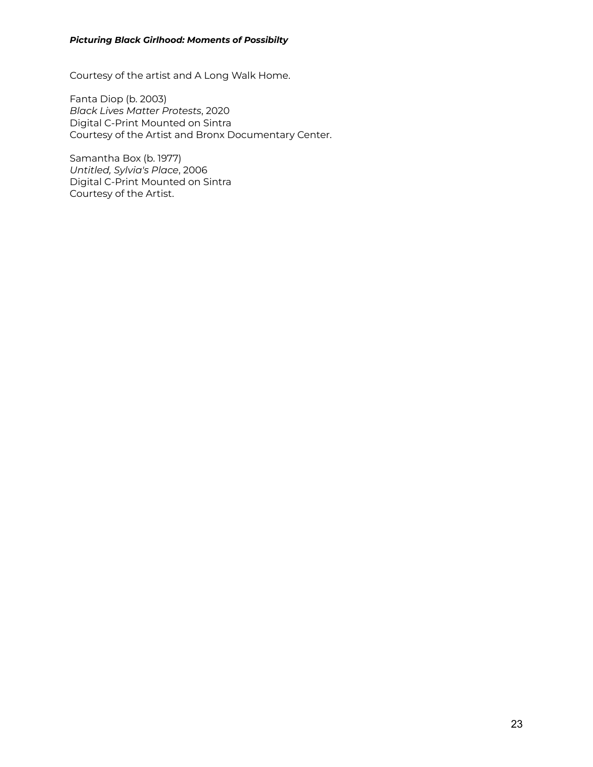Courtesy of the artist and A Long Walk Home.

Fanta Diop (b. 2003)
*Black Lives Matter Protests*, 2020
Digital C-Print Mounted on Sintra
Courtesy of the Artist and Bronx Documentary Center.

Samantha Box (b. 1977)
*Untitled, Sylvia's Place*, 2006
Digital C-Print Mounted on Sintra
Courtesy of the Artist.